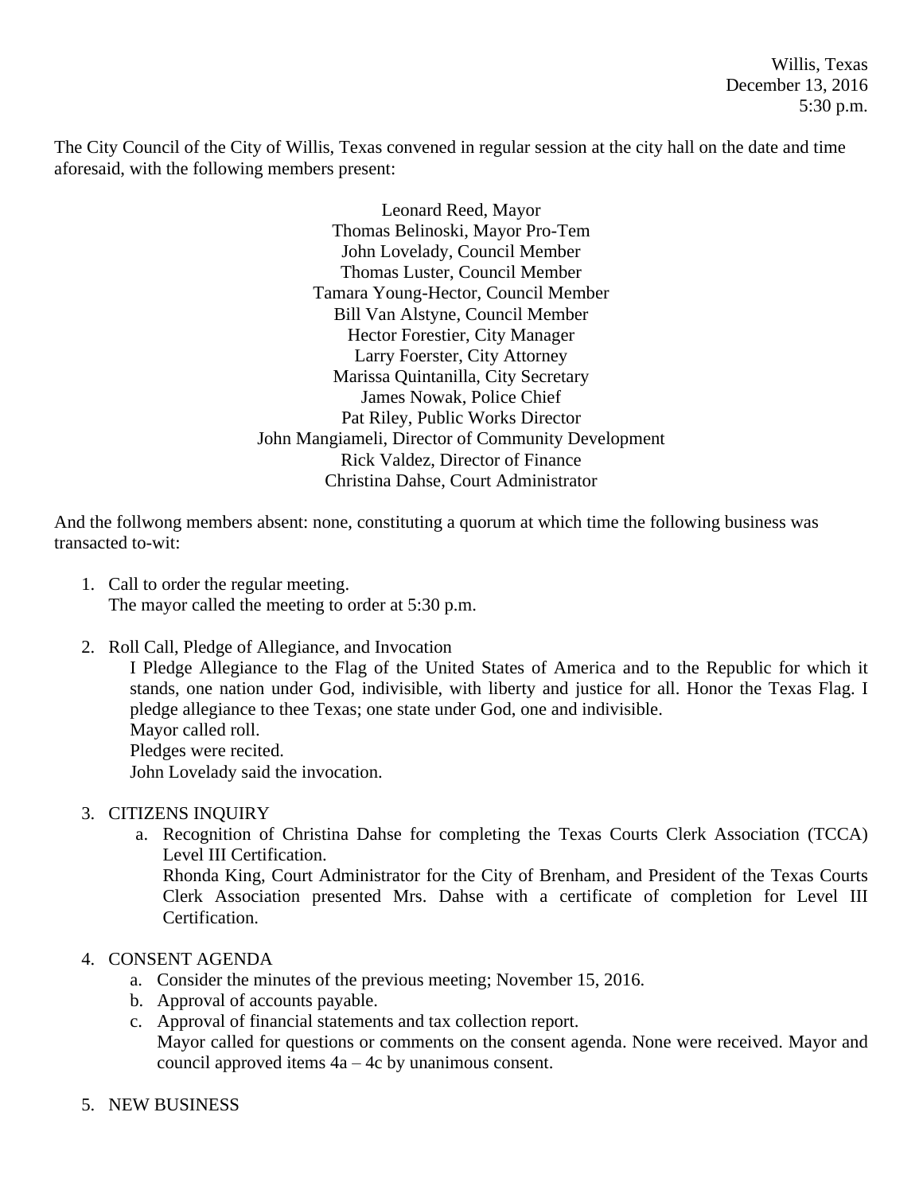Willis, Texas
December 13, 2016
5:30 p.m.

The City Council of the City of Willis, Texas convened in regular session at the city hall on the date and time aforesaid, with the following members present:

Leonard Reed, Mayor
Thomas Belinoski, Mayor Pro-Tem
John Lovelady, Council Member
Thomas Luster, Council Member
Tamara Young-Hector, Council Member
Bill Van Alstyne, Council Member
Hector Forestier, City Manager
Larry Foerster, City Attorney
Marissa Quintanilla, City Secretary
James Nowak, Police Chief
Pat Riley, Public Works Director
John Mangiameli, Director of Community Development
Rick Valdez, Director of Finance
Christina Dahse, Court Administrator

And the follwong members absent: none, constituting a quorum at which time the following business was transacted to-wit:

1. Call to order the regular meeting.
   The mayor called the meeting to order at 5:30 p.m.

2. Roll Call, Pledge of Allegiance, and Invocation
   I Pledge Allegiance to the Flag of the United States of America and to the Republic for which it stands, one nation under God, indivisible, with liberty and justice for all. Honor the Texas Flag. I pledge allegiance to thee Texas; one state under God, one and indivisible.
   Mayor called roll.
   Pledges were recited.
   John Lovelady said the invocation.

3. CITIZENS INQUIRY
   a. Recognition of Christina Dahse for completing the Texas Courts Clerk Association (TCCA) Level III Certification.
      Rhonda King, Court Administrator for the City of Brenham, and President of the Texas Courts Clerk Association presented Mrs. Dahse with a certificate of completion for Level III Certification.

4. CONSENT AGENDA
   a. Consider the minutes of the previous meeting; November 15, 2016.
   b. Approval of accounts payable.
   c. Approval of financial statements and tax collection report.
      Mayor called for questions or comments on the consent agenda. None were received. Mayor and council approved items 4a – 4c by unanimous consent.

5. NEW BUSINESS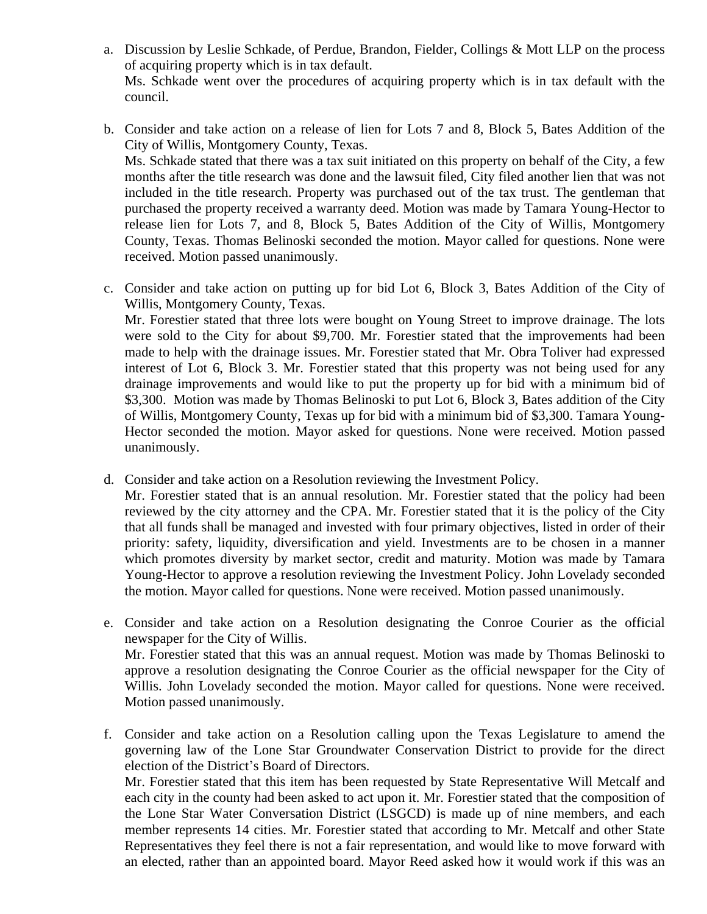a. Discussion by Leslie Schkade, of Perdue, Brandon, Fielder, Collings & Mott LLP on the process of acquiring property which is in tax default.
   Ms. Schkade went over the procedures of acquiring property which is in tax default with the council.

b. Consider and take action on a release of lien for Lots 7 and 8, Block 5, Bates Addition of the City of Willis, Montgomery County, Texas.
   Ms. Schkade stated that there was a tax suit initiated on this property on behalf of the City, a few months after the title research was done and the lawsuit filed, City filed another lien that was not included in the title research. Property was purchased out of the tax trust. The gentleman that purchased the property received a warranty deed. Motion was made by Tamara Young-Hector to release lien for Lots 7, and 8, Block 5, Bates Addition of the City of Willis, Montgomery County, Texas. Thomas Belinoski seconded the motion. Mayor called for questions. None were received. Motion passed unanimously.

c. Consider and take action on putting up for bid Lot 6, Block 3, Bates Addition of the City of Willis, Montgomery County, Texas.
   Mr. Forestier stated that three lots were bought on Young Street to improve drainage. The lots were sold to the City for about $9,700. Mr. Forestier stated that the improvements had been made to help with the drainage issues. Mr. Forestier stated that Mr. Obra Toliver had expressed interest of Lot 6, Block 3. Mr. Forestier stated that this property was not being used for any drainage improvements and would like to put the property up for bid with a minimum bid of $3,300. Motion was made by Thomas Belinoski to put Lot 6, Block 3, Bates addition of the City of Willis, Montgomery County, Texas up for bid with a minimum bid of $3,300. Tamara Young-Hector seconded the motion. Mayor asked for questions. None were received. Motion passed unanimously.

d. Consider and take action on a Resolution reviewing the Investment Policy.
   Mr. Forestier stated that is an annual resolution. Mr. Forestier stated that the policy had been reviewed by the city attorney and the CPA. Mr. Forestier stated that it is the policy of the City that all funds shall be managed and invested with four primary objectives, listed in order of their priority: safety, liquidity, diversification and yield. Investments are to be chosen in a manner which promotes diversity by market sector, credit and maturity. Motion was made by Tamara Young-Hector to approve a resolution reviewing the Investment Policy. John Lovelady seconded the motion. Mayor called for questions. None were received. Motion passed unanimously.

e. Consider and take action on a Resolution designating the Conroe Courier as the official newspaper for the City of Willis.
   Mr. Forestier stated that this was an annual request. Motion was made by Thomas Belinoski to approve a resolution designating the Conroe Courier as the official newspaper for the City of Willis. John Lovelady seconded the motion. Mayor called for questions. None were received. Motion passed unanimously.

f. Consider and take action on a Resolution calling upon the Texas Legislature to amend the governing law of the Lone Star Groundwater Conservation District to provide for the direct election of the District's Board of Directors.
   Mr. Forestier stated that this item has been requested by State Representative Will Metcalf and each city in the county had been asked to act upon it. Mr. Forestier stated that the composition of the Lone Star Water Conversation District (LSGCD) is made up of nine members, and each member represents 14 cities. Mr. Forestier stated that according to Mr. Metcalf and other State Representatives they feel there is not a fair representation, and would like to move forward with an elected, rather than an appointed board. Mayor Reed asked how it would work if this was an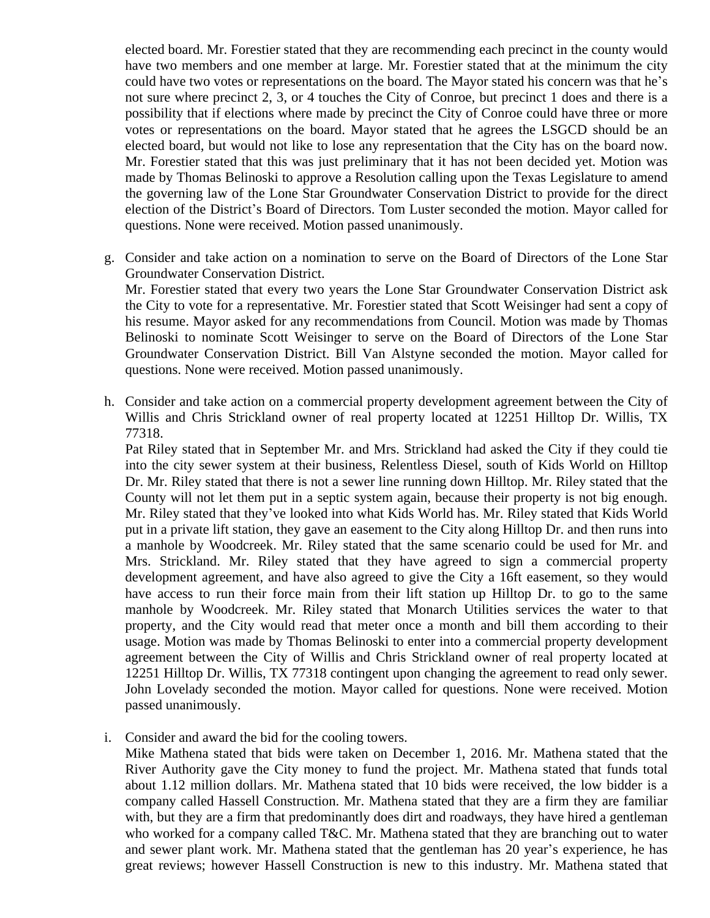elected board. Mr. Forestier stated that they are recommending each precinct in the county would have two members and one member at large. Mr. Forestier stated that at the minimum the city could have two votes or representations on the board. The Mayor stated his concern was that he's not sure where precinct 2, 3, or 4 touches the City of Conroe, but precinct 1 does and there is a possibility that if elections where made by precinct the City of Conroe could have three or more votes or representations on the board. Mayor stated that he agrees the LSGCD should be an elected board, but would not like to lose any representation that the City has on the board now. Mr. Forestier stated that this was just preliminary that it has not been decided yet. Motion was made by Thomas Belinoski to approve a Resolution calling upon the Texas Legislature to amend the governing law of the Lone Star Groundwater Conservation District to provide for the direct election of the District's Board of Directors. Tom Luster seconded the motion. Mayor called for questions. None were received. Motion passed unanimously.

g. Consider and take action on a nomination to serve on the Board of Directors of the Lone Star Groundwater Conservation District.
   Mr. Forestier stated that every two years the Lone Star Groundwater Conservation District ask the City to vote for a representative. Mr. Forestier stated that Scott Weisinger had sent a copy of his resume. Mayor asked for any recommendations from Council. Motion was made by Thomas Belinoski to nominate Scott Weisinger to serve on the Board of Directors of the Lone Star Groundwater Conservation District. Bill Van Alstyne seconded the motion. Mayor called for questions. None were received. Motion passed unanimously.

h. Consider and take action on a commercial property development agreement between the City of Willis and Chris Strickland owner of real property located at 12251 Hilltop Dr. Willis, TX 77318.
   Pat Riley stated that in September Mr. and Mrs. Strickland had asked the City if they could tie into the city sewer system at their business, Relentless Diesel, south of Kids World on Hilltop Dr. Mr. Riley stated that there is not a sewer line running down Hilltop. Mr. Riley stated that the County will not let them put in a septic system again, because their property is not big enough. Mr. Riley stated that they've looked into what Kids World has. Mr. Riley stated that Kids World put in a private lift station, they gave an easement to the City along Hilltop Dr. and then runs into a manhole by Woodcreek. Mr. Riley stated that the same scenario could be used for Mr. and Mrs. Strickland. Mr. Riley stated that they have agreed to sign a commercial property development agreement, and have also agreed to give the City a 16ft easement, so they would have access to run their force main from their lift station up Hilltop Dr. to go to the same manhole by Woodcreek. Mr. Riley stated that Monarch Utilities services the water to that property, and the City would read that meter once a month and bill them according to their usage. Motion was made by Thomas Belinoski to enter into a commercial property development agreement between the City of Willis and Chris Strickland owner of real property located at 12251 Hilltop Dr. Willis, TX 77318 contingent upon changing the agreement to read only sewer. John Lovelady seconded the motion. Mayor called for questions. None were received. Motion passed unanimously.

i. Consider and award the bid for the cooling towers.
   Mike Mathena stated that bids were taken on December 1, 2016. Mr. Mathena stated that the River Authority gave the City money to fund the project. Mr. Mathena stated that funds total about 1.12 million dollars. Mr. Mathena stated that 10 bids were received, the low bidder is a company called Hassell Construction. Mr. Mathena stated that they are a firm they are familiar with, but they are a firm that predominantly does dirt and roadways, they have hired a gentleman who worked for a company called T&C. Mr. Mathena stated that they are branching out to water and sewer plant work. Mr. Mathena stated that the gentleman has 20 year's experience, he has great reviews; however Hassell Construction is new to this industry. Mr. Mathena stated that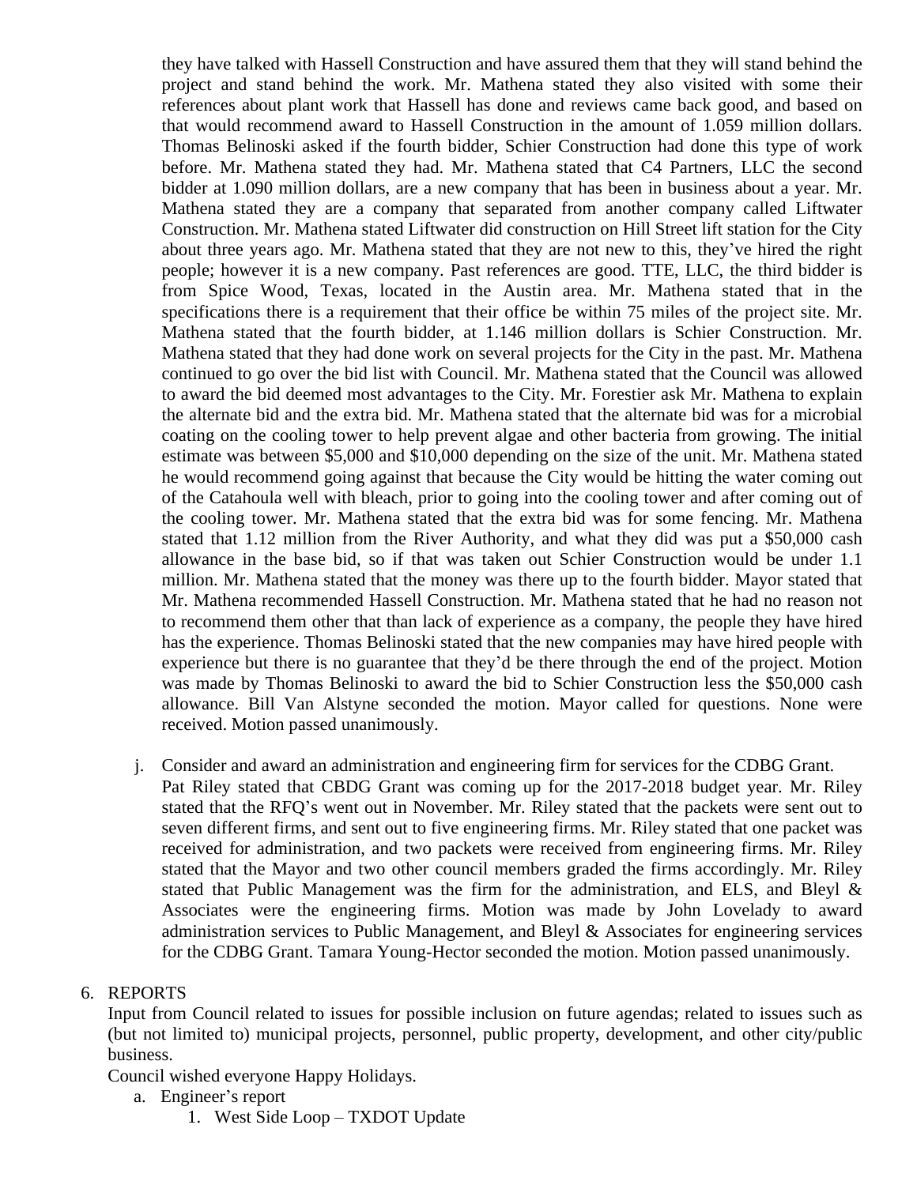they have talked with Hassell Construction and have assured them that they will stand behind the project and stand behind the work. Mr. Mathena stated they also visited with some their references about plant work that Hassell has done and reviews came back good, and based on that would recommend award to Hassell Construction in the amount of 1.059 million dollars. Thomas Belinoski asked if the fourth bidder, Schier Construction had done this type of work before. Mr. Mathena stated they had. Mr. Mathena stated that C4 Partners, LLC the second bidder at 1.090 million dollars, are a new company that has been in business about a year. Mr. Mathena stated they are a company that separated from another company called Liftwater Construction. Mr. Mathena stated Liftwater did construction on Hill Street lift station for the City about three years ago. Mr. Mathena stated that they are not new to this, they've hired the right people; however it is a new company. Past references are good. TTE, LLC, the third bidder is from Spice Wood, Texas, located in the Austin area. Mr. Mathena stated that in the specifications there is a requirement that their office be within 75 miles of the project site. Mr. Mathena stated that the fourth bidder, at 1.146 million dollars is Schier Construction. Mr. Mathena stated that they had done work on several projects for the City in the past. Mr. Mathena continued to go over the bid list with Council. Mr. Mathena stated that the Council was allowed to award the bid deemed most advantages to the City. Mr. Forestier ask Mr. Mathena to explain the alternate bid and the extra bid. Mr. Mathena stated that the alternate bid was for a microbial coating on the cooling tower to help prevent algae and other bacteria from growing. The initial estimate was between $5,000 and $10,000 depending on the size of the unit. Mr. Mathena stated he would recommend going against that because the City would be hitting the water coming out of the Catahoula well with bleach, prior to going into the cooling tower and after coming out of the cooling tower. Mr. Mathena stated that the extra bid was for some fencing. Mr. Mathena stated that 1.12 million from the River Authority, and what they did was put a $50,000 cash allowance in the base bid, so if that was taken out Schier Construction would be under 1.1 million. Mr. Mathena stated that the money was there up to the fourth bidder. Mayor stated that Mr. Mathena recommended Hassell Construction. Mr. Mathena stated that he had no reason not to recommend them other that than lack of experience as a company, the people they have hired has the experience. Thomas Belinoski stated that the new companies may have hired people with experience but there is no guarantee that they'd be there through the end of the project. Motion was made by Thomas Belinoski to award the bid to Schier Construction less the $50,000 cash allowance. Bill Van Alstyne seconded the motion. Mayor called for questions. None were received. Motion passed unanimously.

j. Consider and award an administration and engineering firm for services for the CDBG Grant.
Pat Riley stated that CBDG Grant was coming up for the 2017-2018 budget year. Mr. Riley stated that the RFQ's went out in November. Mr. Riley stated that the packets were sent out to seven different firms, and sent out to five engineering firms. Mr. Riley stated that one packet was received for administration, and two packets were received from engineering firms. Mr. Riley stated that the Mayor and two other council members graded the firms accordingly. Mr. Riley stated that Public Management was the firm for the administration, and ELS, and Bleyl & Associates were the engineering firms. Motion was made by John Lovelady to award administration services to Public Management, and Bleyl & Associates for engineering services for the CDBG Grant. Tamara Young-Hector seconded the motion. Motion passed unanimously.

6. REPORTS
Input from Council related to issues for possible inclusion on future agendas; related to issues such as (but not limited to) municipal projects, personnel, public property, development, and other city/public business.
Council wished everyone Happy Holidays.
   a. Engineer's report
      1. West Side Loop – TXDOT Update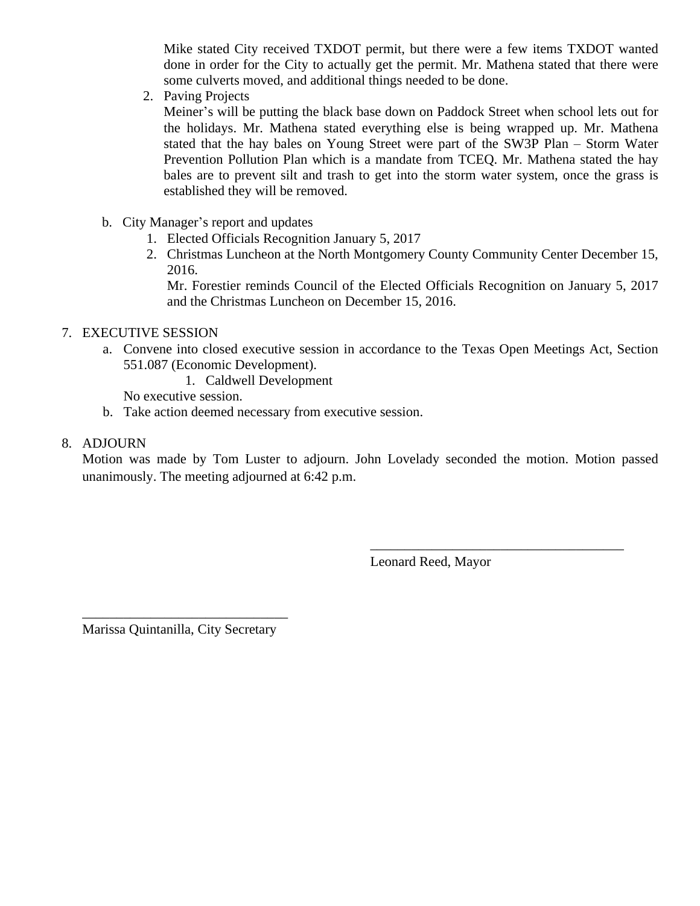Mike stated City received TXDOT permit, but there were a few items TXDOT wanted done in order for the City to actually get the permit. Mr. Mathena stated that there were some culverts moved, and additional things needed to be done.

2. Paving Projects

   Meiner's will be putting the black base down on Paddock Street when school lets out for the holidays. Mr. Mathena stated everything else is being wrapped up. Mr. Mathena stated that the hay bales on Young Street were part of the SW3P Plan – Storm Water Prevention Pollution Plan which is a mandate from TCEQ. Mr. Mathena stated the hay bales are to prevent silt and trash to get into the storm water system, once the grass is established they will be removed.

b. City Manager's report and updates

   1. Elected Officials Recognition January 5, 2017
   2. Christmas Luncheon at the North Montgomery County Community Center December 15, 2016.

      Mr. Forestier reminds Council of the Elected Officials Recognition on January 5, 2017 and the Christmas Luncheon on December 15, 2016.

7. EXECUTIVE SESSION

   a. Convene into closed executive session in accordance to the Texas Open Meetings Act, Section 551.087 (Economic Development).

      1. Caldwell Development

      No executive session.

   b. Take action deemed necessary from executive session.

8. ADJOURN

   Motion was made by Tom Luster to adjourn. John Lovelady seconded the motion. Motion passed unanimously. The meeting adjourned at 6:42 p.m.

\_\_\_\_\_\_\_\_\_\_\_\_\_\_\_\_\_\_\_\_\_\_\_\_\_\_\_\_\_\_\_\_\_\_\_\_\_\_

Leonard Reed, Mayor

\_\_\_\_\_\_\_\_\_\_\_\_\_\_\_\_\_\_\_\_\_\_\_\_\_\_\_\_\_\_\_

Marissa Quintanilla, City Secretary